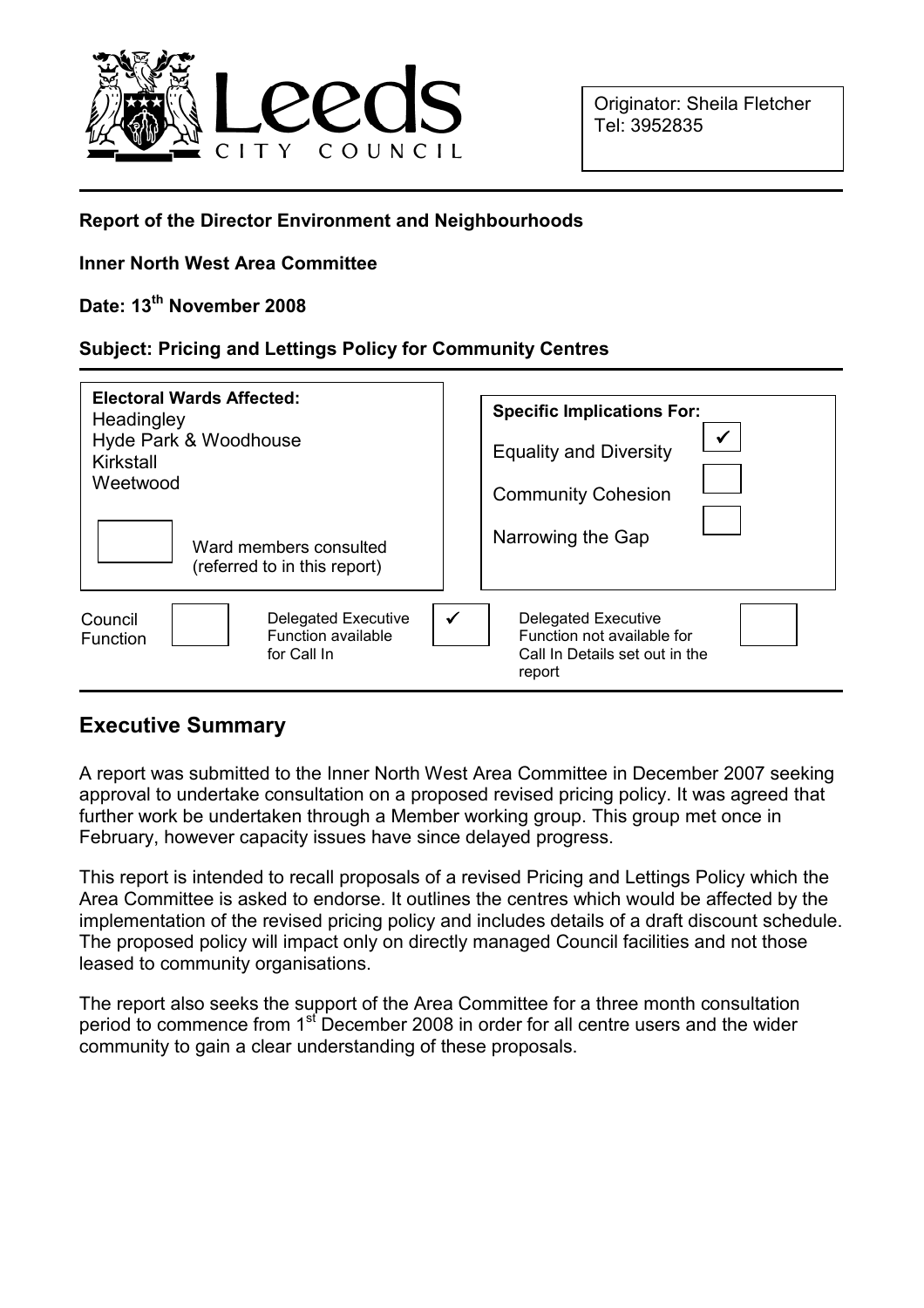Originator: Sheila Fletcher
Tel: 3952835

**Report of the Director Environment and Neighbourhoods**

**Inner North West Area Committee**

**Date: 13th November 2008**

**Subject: Pricing and Lettings Policy for Community Centres**

| Electoral Wards Affected: | Specific Implications For: | |
|---|---|---|
| Headingley | Equality and Diversity | ✔ |
| Hyde Park & Woodhouse | Community Cohesion | |
| Kirkstall | Narrowing the Gap | |
| Weetwood | | |
| ☐ Ward members consulted (referred to in this report) | | |

| Council Function | | Delegated Executive Function available for Call In | ✔ | Delegated Executive Function not available for Call In Details set out in the report | |
|---|---|---|---|---|---|

## Executive Summary

A report was submitted to the Inner North West Area Committee in December 2007 seeking approval to undertake consultation on a proposed revised pricing policy. It was agreed that further work be undertaken through a Member working group. This group met once in February, however capacity issues have since delayed progress.

This report is intended to recall proposals of a revised Pricing and Lettings Policy which the Area Committee is asked to endorse. It outlines the centres which would be affected by the implementation of the revised pricing policy and includes details of a draft discount schedule. The proposed policy will impact only on directly managed Council facilities and not those leased to community organisations.

The report also seeks the support of the Area Committee for a three month consultation period to commence from 1st December 2008 in order for all centre users and the wider community to gain a clear understanding of these proposals.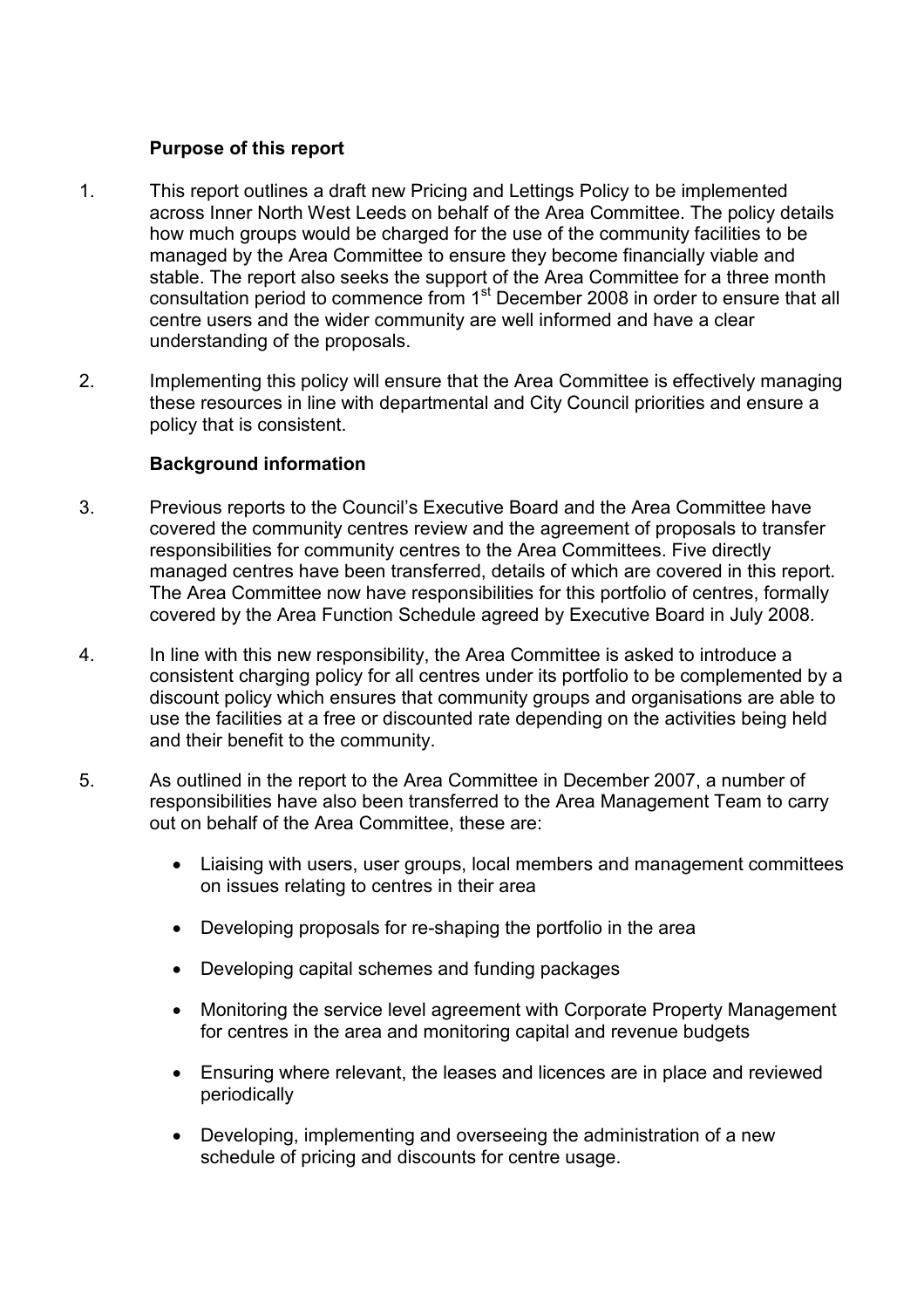### Purpose of this report

1. This report outlines a draft new Pricing and Lettings Policy to be implemented across Inner North West Leeds on behalf of the Area Committee. The policy details how much groups would be charged for the use of the community facilities to be managed by the Area Committee to ensure they become financially viable and stable. The report also seeks the support of the Area Committee for a three month consultation period to commence from 1st December 2008 in order to ensure that all centre users and the wider community are well informed and have a clear understanding of the proposals.

2. Implementing this policy will ensure that the Area Committee is effectively managing these resources in line with departmental and City Council priorities and ensure a policy that is consistent.

### Background information

3. Previous reports to the Council's Executive Board and the Area Committee have covered the community centres review and the agreement of proposals to transfer responsibilities for community centres to the Area Committees. Five directly managed centres have been transferred, details of which are covered in this report. The Area Committee now have responsibilities for this portfolio of centres, formally covered by the Area Function Schedule agreed by Executive Board in July 2008.

4. In line with this new responsibility, the Area Committee is asked to introduce a consistent charging policy for all centres under its portfolio to be complemented by a discount policy which ensures that community groups and organisations are able to use the facilities at a free or discounted rate depending on the activities being held and their benefit to the community.

5. As outlined in the report to the Area Committee in December 2007, a number of responsibilities have also been transferred to the Area Management Team to carry out on behalf of the Area Committee, these are:

    - Liaising with users, user groups, local members and management committees on issues relating to centres in their area
    - Developing proposals for re-shaping the portfolio in the area
    - Developing capital schemes and funding packages
    - Monitoring the service level agreement with Corporate Property Management for centres in the area and monitoring capital and revenue budgets
    - Ensuring where relevant, the leases and licences are in place and reviewed periodically
    - Developing, implementing and overseeing the administration of a new schedule of pricing and discounts for centre usage.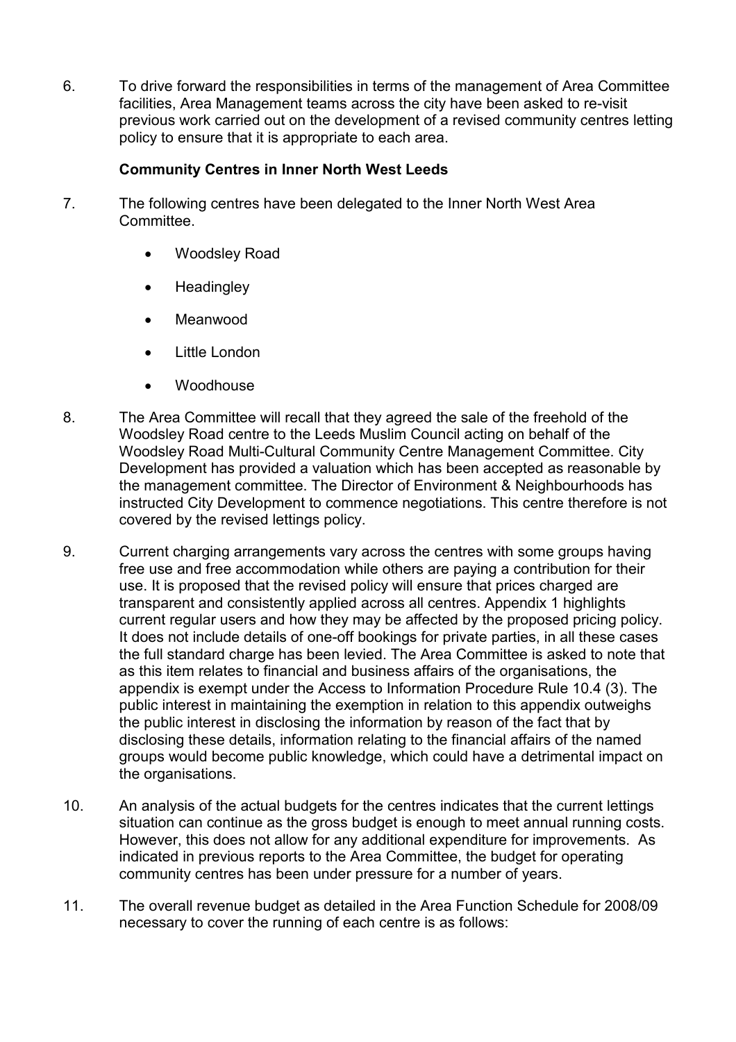6. To drive forward the responsibilities in terms of the management of Area Committee facilities, Area Management teams across the city have been asked to re-visit previous work carried out on the development of a revised community centres letting policy to ensure that it is appropriate to each area.

**Community Centres in Inner North West Leeds**

7. The following centres have been delegated to the Inner North West Area Committee.

   - Woodsley Road
   - Headingley
   - Meanwood
   - Little London
   - Woodhouse

8. The Area Committee will recall that they agreed the sale of the freehold of the Woodsley Road centre to the Leeds Muslim Council acting on behalf of the Woodsley Road Multi-Cultural Community Centre Management Committee. City Development has provided a valuation which has been accepted as reasonable by the management committee. The Director of Environment & Neighbourhoods has instructed City Development to commence negotiations. This centre therefore is not covered by the revised lettings policy.

9. Current charging arrangements vary across the centres with some groups having free use and free accommodation while others are paying a contribution for their use. It is proposed that the revised policy will ensure that prices charged are transparent and consistently applied across all centres. Appendix 1 highlights current regular users and how they may be affected by the proposed pricing policy. It does not include details of one-off bookings for private parties, in all these cases the full standard charge has been levied. The Area Committee is asked to note that as this item relates to financial and business affairs of the organisations, the appendix is exempt under the Access to Information Procedure Rule 10.4 (3). The public interest in maintaining the exemption in relation to this appendix outweighs the public interest in disclosing the information by reason of the fact that by disclosing these details, information relating to the financial affairs of the named groups would become public knowledge, which could have a detrimental impact on the organisations.

10. An analysis of the actual budgets for the centres indicates that the current lettings situation can continue as the gross budget is enough to meet annual running costs. However, this does not allow for any additional expenditure for improvements. As indicated in previous reports to the Area Committee, the budget for operating community centres has been under pressure for a number of years.

11. The overall revenue budget as detailed in the Area Function Schedule for 2008/09 necessary to cover the running of each centre is as follows: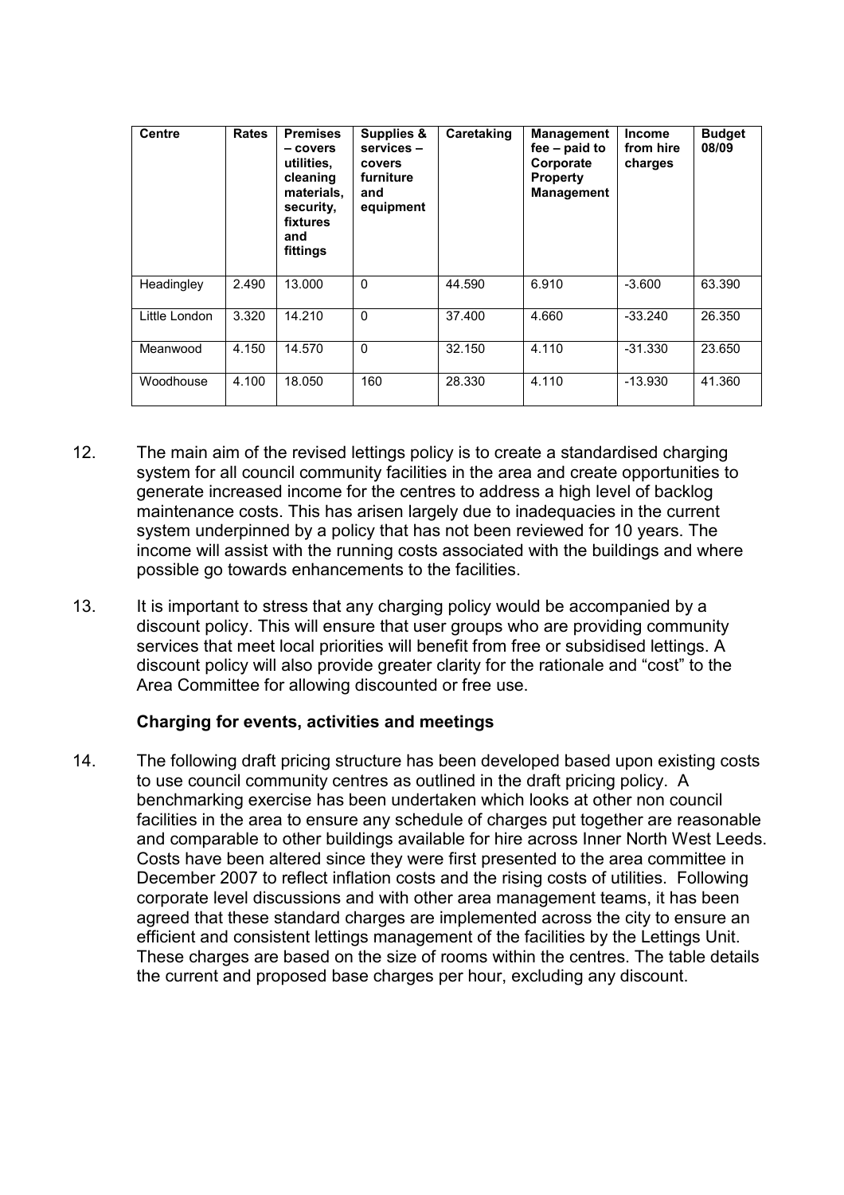| Centre | Rates | Premises – covers utilities, cleaning materials, security, fixtures and fittings | Supplies & services – covers furniture and equipment | Caretaking | Management fee – paid to Corporate Property Management | Income from hire charges | Budget 08/09 |
|---|---|---|---|---|---|---|---|
| Headingley | 2.490 | 13.000 | 0 | 44.590 | 6.910 | -3.600 | 63.390 |
| Little London | 3.320 | 14.210 | 0 | 37.400 | 4.660 | -33.240 | 26.350 |
| Meanwood | 4.150 | 14.570 | 0 | 32.150 | 4.110 | -31.330 | 23.650 |
| Woodhouse | 4.100 | 18.050 | 160 | 28.330 | 4.110 | -13.930 | 41.360 |

12. The main aim of the revised lettings policy is to create a standardised charging system for all council community facilities in the area and create opportunities to generate increased income for the centres to address a high level of backlog maintenance costs. This has arisen largely due to inadequacies in the current system underpinned by a policy that has not been reviewed for 10 years. The income will assist with the running costs associated with the buildings and where possible go towards enhancements to the facilities.

13. It is important to stress that any charging policy would be accompanied by a discount policy. This will ensure that user groups who are providing community services that meet local priorities will benefit from free or subsidised lettings. A discount policy will also provide greater clarity for the rationale and "cost" to the Area Committee for allowing discounted or free use.

**Charging for events, activities and meetings**

14. The following draft pricing structure has been developed based upon existing costs to use council community centres as outlined in the draft pricing policy. A benchmarking exercise has been undertaken which looks at other non council facilities in the area to ensure any schedule of charges put together are reasonable and comparable to other buildings available for hire across Inner North West Leeds. Costs have been altered since they were first presented to the area committee in December 2007 to reflect inflation costs and the rising costs of utilities. Following corporate level discussions and with other area management teams, it has been agreed that these standard charges are implemented across the city to ensure an efficient and consistent lettings management of the facilities by the Lettings Unit. These charges are based on the size of rooms within the centres. The table details the current and proposed base charges per hour, excluding any discount.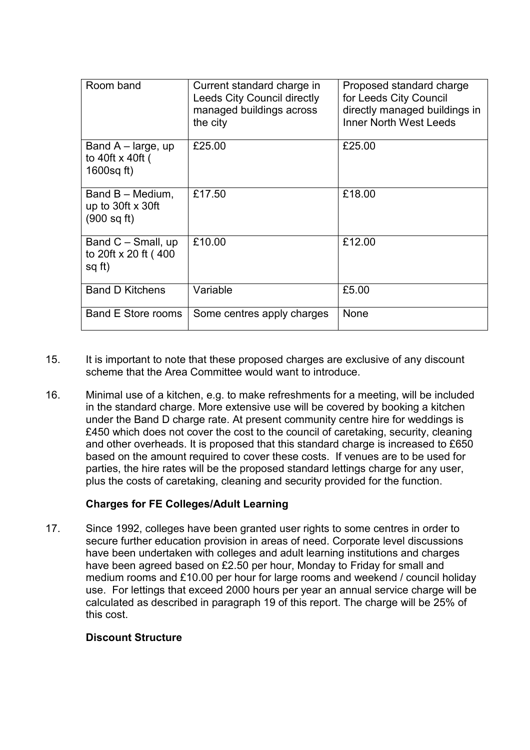| Room band | Current standard charge in Leeds City Council directly managed buildings across the city | Proposed standard charge for Leeds City Council directly managed buildings in Inner North West Leeds |
|---|---|---|
| Band A – large, up to 40ft x 40ft ( 1600sq ft) | £25.00 | £25.00 |
| Band B – Medium, up to 30ft x 30ft (900 sq ft) | £17.50 | £18.00 |
| Band C – Small, up to 20ft x 20 ft ( 400 sq ft) | £10.00 | £12.00 |
| Band D Kitchens | Variable | £5.00 |
| Band E Store rooms | Some centres apply charges | None |

15. It is important to note that these proposed charges are exclusive of any discount scheme that the Area Committee would want to introduce.

16. Minimal use of a kitchen, e.g. to make refreshments for a meeting, will be included in the standard charge. More extensive use will be covered by booking a kitchen under the Band D charge rate. At present community centre hire for weddings is £450 which does not cover the cost to the council of caretaking, security, cleaning and other overheads. It is proposed that this standard charge is increased to £650 based on the amount required to cover these costs. If venues are to be used for parties, the hire rates will be the proposed standard lettings charge for any user, plus the costs of caretaking, cleaning and security provided for the function.

**Charges for FE Colleges/Adult Learning**

17. Since 1992, colleges have been granted user rights to some centres in order to secure further education provision in areas of need. Corporate level discussions have been undertaken with colleges and adult learning institutions and charges have been agreed based on £2.50 per hour, Monday to Friday for small and medium rooms and £10.00 per hour for large rooms and weekend / council holiday use. For lettings that exceed 2000 hours per year an annual service charge will be calculated as described in paragraph 19 of this report. The charge will be 25% of this cost.

**Discount Structure**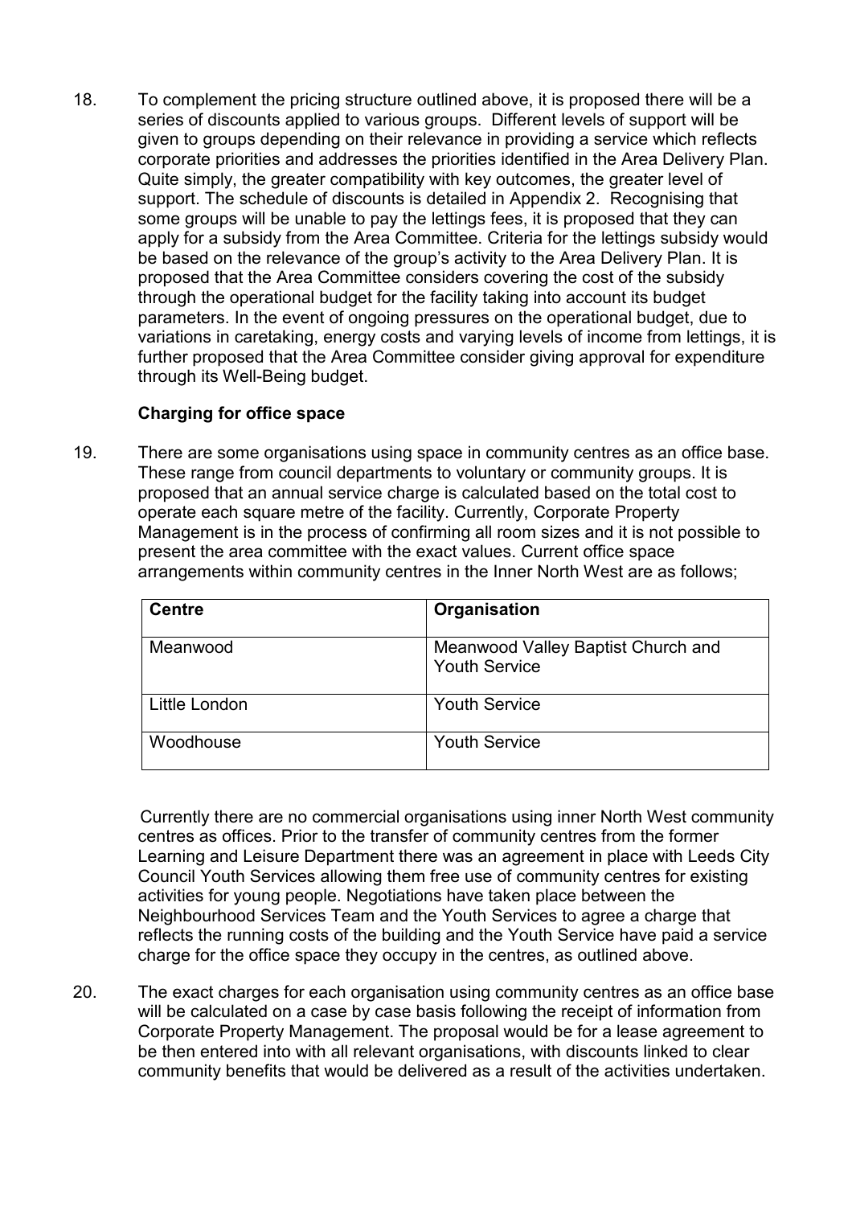18. To complement the pricing structure outlined above, it is proposed there will be a series of discounts applied to various groups. Different levels of support will be given to groups depending on their relevance in providing a service which reflects corporate priorities and addresses the priorities identified in the Area Delivery Plan. Quite simply, the greater compatibility with key outcomes, the greater level of support. The schedule of discounts is detailed in Appendix 2. Recognising that some groups will be unable to pay the lettings fees, it is proposed that they can apply for a subsidy from the Area Committee. Criteria for the lettings subsidy would be based on the relevance of the group's activity to the Area Delivery Plan. It is proposed that the Area Committee considers covering the cost of the subsidy through the operational budget for the facility taking into account its budget parameters. In the event of ongoing pressures on the operational budget, due to variations in caretaking, energy costs and varying levels of income from lettings, it is further proposed that the Area Committee consider giving approval for expenditure through its Well-Being budget.

**Charging for office space**

19. There are some organisations using space in community centres as an office base. These range from council departments to voluntary or community groups. It is proposed that an annual service charge is calculated based on the total cost to operate each square metre of the facility. Currently, Corporate Property Management is in the process of confirming all room sizes and it is not possible to present the area committee with the exact values. Current office space arrangements within community centres in the Inner North West are as follows;

| Centre | Organisation |
|---|---|
| Meanwood | Meanwood Valley Baptist Church and Youth Service |
| Little London | Youth Service |
| Woodhouse | Youth Service |

Currently there are no commercial organisations using inner North West community centres as offices. Prior to the transfer of community centres from the former Learning and Leisure Department there was an agreement in place with Leeds City Council Youth Services allowing them free use of community centres for existing activities for young people. Negotiations have taken place between the Neighbourhood Services Team and the Youth Services to agree a charge that reflects the running costs of the building and the Youth Service have paid a service charge for the office space they occupy in the centres, as outlined above.

20. The exact charges for each organisation using community centres as an office base will be calculated on a case by case basis following the receipt of information from Corporate Property Management. The proposal would be for a lease agreement to be then entered into with all relevant organisations, with discounts linked to clear community benefits that would be delivered as a result of the activities undertaken.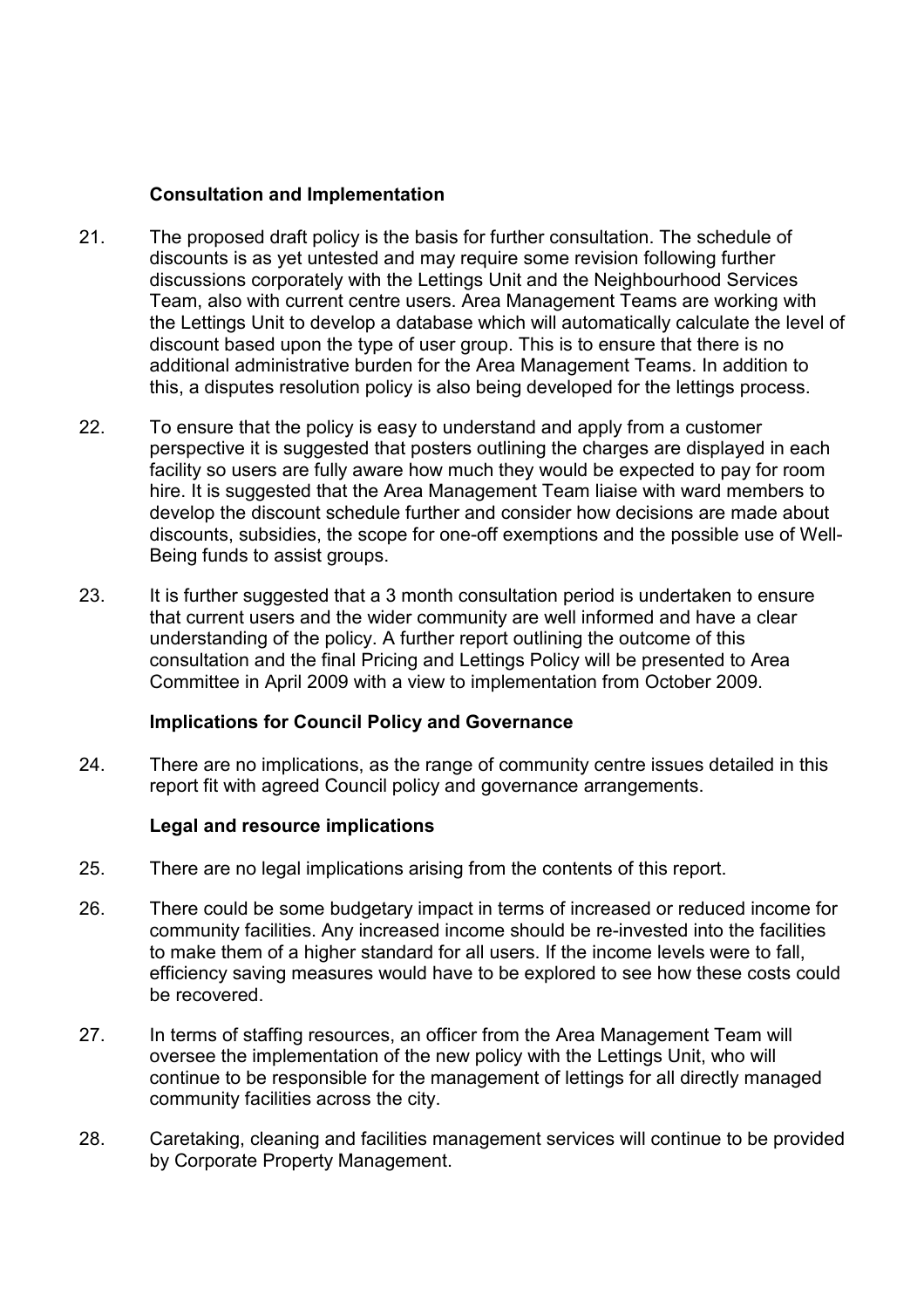### Consultation and Implementation

21. The proposed draft policy is the basis for further consultation. The schedule of discounts is as yet untested and may require some revision following further discussions corporately with the Lettings Unit and the Neighbourhood Services Team, also with current centre users. Area Management Teams are working with the Lettings Unit to develop a database which will automatically calculate the level of discount based upon the type of user group. This is to ensure that there is no additional administrative burden for the Area Management Teams. In addition to this, a disputes resolution policy is also being developed for the lettings process.

22. To ensure that the policy is easy to understand and apply from a customer perspective it is suggested that posters outlining the charges are displayed in each facility so users are fully aware how much they would be expected to pay for room hire. It is suggested that the Area Management Team liaise with ward members to develop the discount schedule further and consider how decisions are made about discounts, subsidies, the scope for one-off exemptions and the possible use of Well-Being funds to assist groups.

23. It is further suggested that a 3 month consultation period is undertaken to ensure that current users and the wider community are well informed and have a clear understanding of the policy. A further report outlining the outcome of this consultation and the final Pricing and Lettings Policy will be presented to Area Committee in April 2009 with a view to implementation from October 2009.

### Implications for Council Policy and Governance

24. There are no implications, as the range of community centre issues detailed in this report fit with agreed Council policy and governance arrangements.

### Legal and resource implications

25. There are no legal implications arising from the contents of this report.

26. There could be some budgetary impact in terms of increased or reduced income for community facilities. Any increased income should be re-invested into the facilities to make them of a higher standard for all users. If the income levels were to fall, efficiency saving measures would have to be explored to see how these costs could be recovered.

27. In terms of staffing resources, an officer from the Area Management Team will oversee the implementation of the new policy with the Lettings Unit, who will continue to be responsible for the management of lettings for all directly managed community facilities across the city.

28. Caretaking, cleaning and facilities management services will continue to be provided by Corporate Property Management.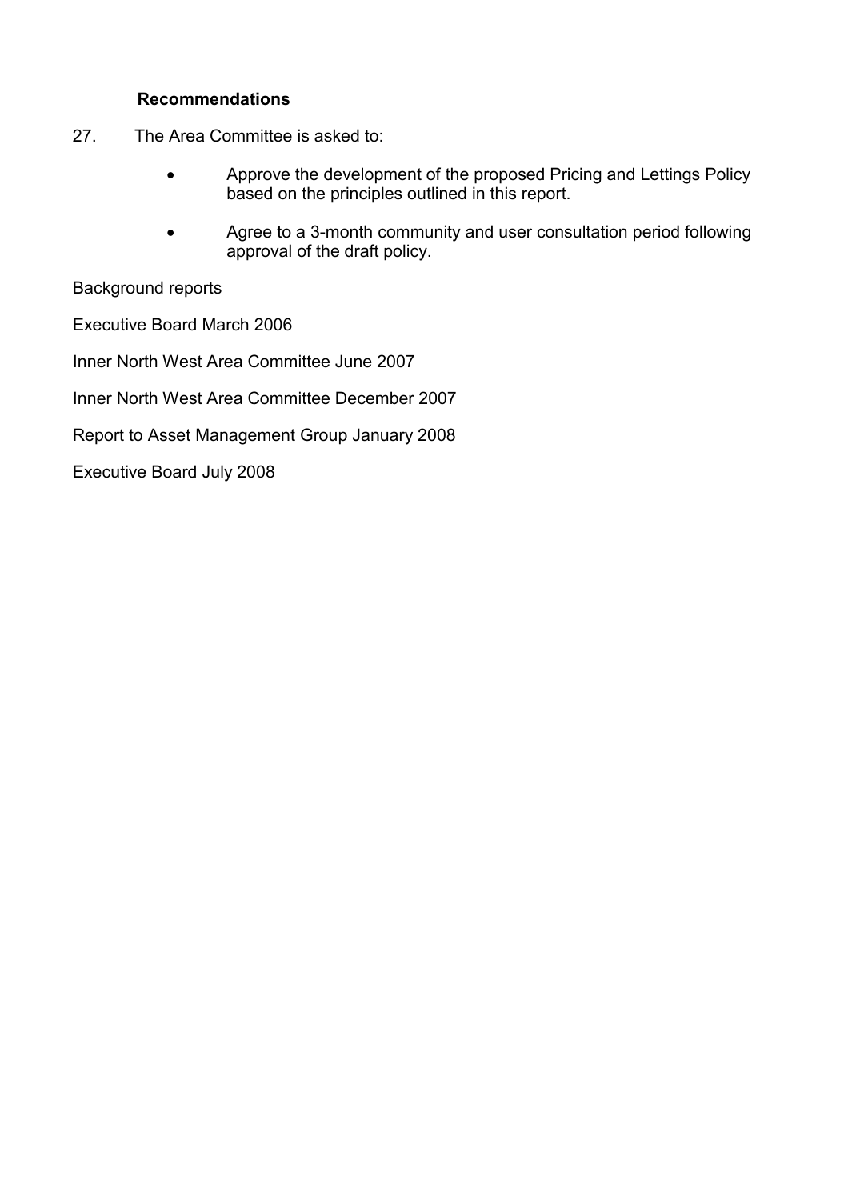**Recommendations**

27. The Area Committee is asked to:

- Approve the development of the proposed Pricing and Lettings Policy based on the principles outlined in this report.
- Agree to a 3-month community and user consultation period following approval of the draft policy.

Background reports

Executive Board March 2006

Inner North West Area Committee June 2007

Inner North West Area Committee December 2007

Report to Asset Management Group January 2008

Executive Board July 2008